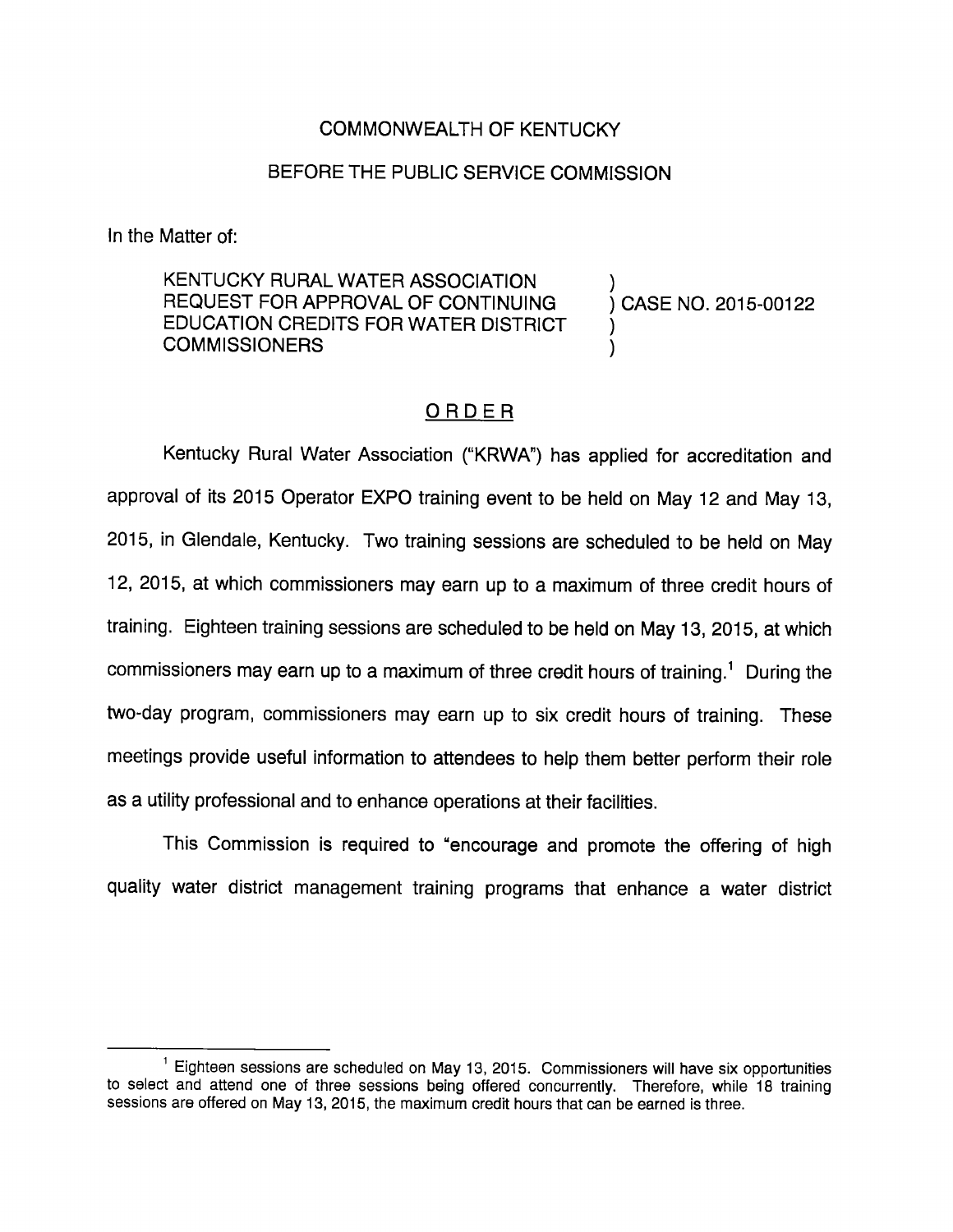COMMONWEALTH OF KENTUCKY

BEFORE THE PUBLIC SERVICE COMMISSION

In the Matter of:

KENTUCKY RURAL WATER ASSOCIATION REQUEST FOR APPROVAL OF CONTINUING EDUCATION CREDITS FOR WATER DISTRICT COMMISSIONERS ) CASE NO. 2015-00122

## ORDER

Kentucky Rural Water Association ("KRWA") has applied for accreditation and approval of its 2015 Operator EXPO training event to be held on May 12 and May 13, 2015, in Glendale, Kentucky. Two training sessions are scheduled to be held on May 12, 2015, at which commissioners may earn up to a maximum of three credit hours of training. Eighteen training sessions are scheduled to be held on May 13, 2015, at which commissioners may earn up to a maximum of three credit hours of training.[1] During the two-day program, commissioners may earn up to six credit hours of training. These meetings provide useful information to attendees to help them better perform their role as a utility professional and to enhance operations at their facilities.

This Commission is required to "encourage and promote the offering of high quality water district management training programs that enhance a water district

---

[1] Eighteen sessions are scheduled on May 13, 2015. Commissioners will have six opportunities to select and attend one of three sessions being offered concurrently. Therefore, while 18 training sessions are offered on May 13, 2015, the maximum credit hours that can be earned is three.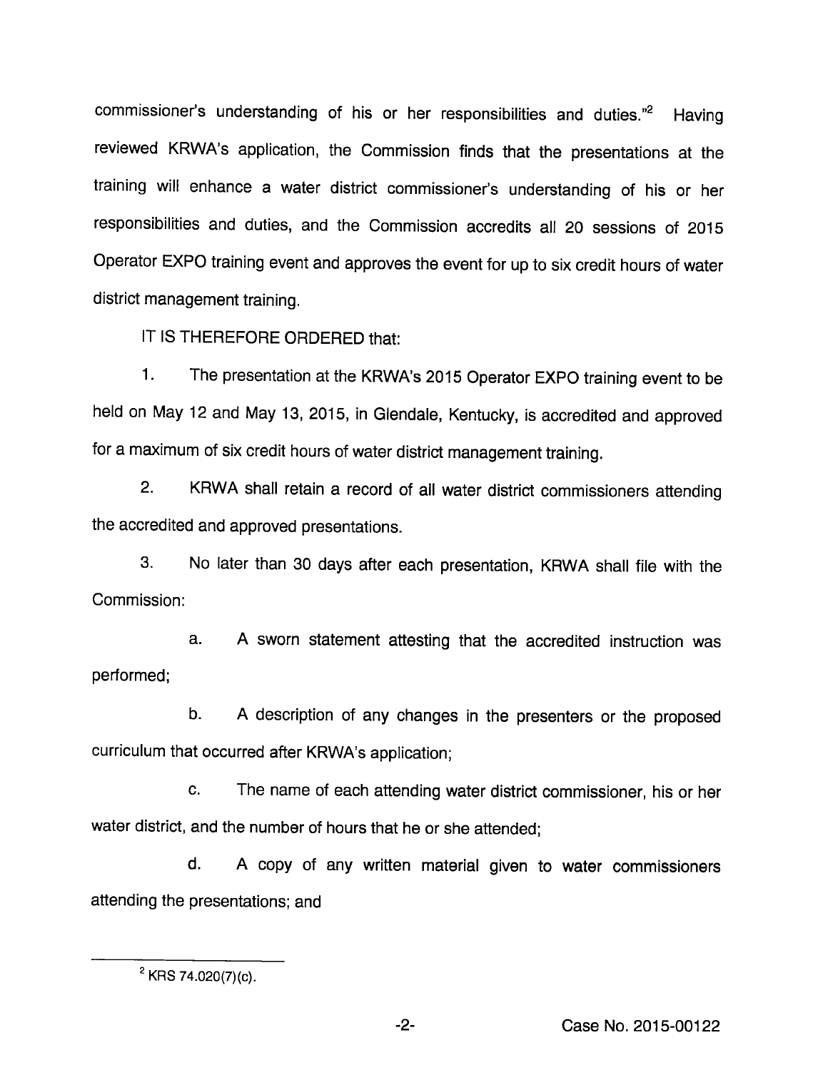commissioner's understanding of his or her responsibilities and duties."[2] Having reviewed KRWA's application, the Commission finds that the presentations at the training will enhance a water district commissioner's understanding of his or her responsibilities and duties, and the Commission accredits all 20 sessions of 2015 Operator EXPO training event and approves the event for up to six credit hours of water district management training.

IT IS THEREFORE ORDERED that:

1. The presentation at the KRWA's 2015 Operator EXPO training event to be held on May 12 and May 13, 2015, in Glendale, Kentucky, is accredited and approved for a maximum of six credit hours of water district management training.

2. KRWA shall retain a record of all water district commissioners attending the accredited and approved presentations.

3. No later than 30 days after each presentation, KRWA shall file with the Commission:

   a. A sworn statement attesting that the accredited instruction was performed;

   b. A description of any changes in the presenters or the proposed curriculum that occurred after KRWA's application;

   c. The name of each attending water district commissioner, his or her water district, and the number of hours that he or she attended;

   d. A copy of any written material given to water commissioners attending the presentations; and

---

[2] KRS 74.020(7)(c).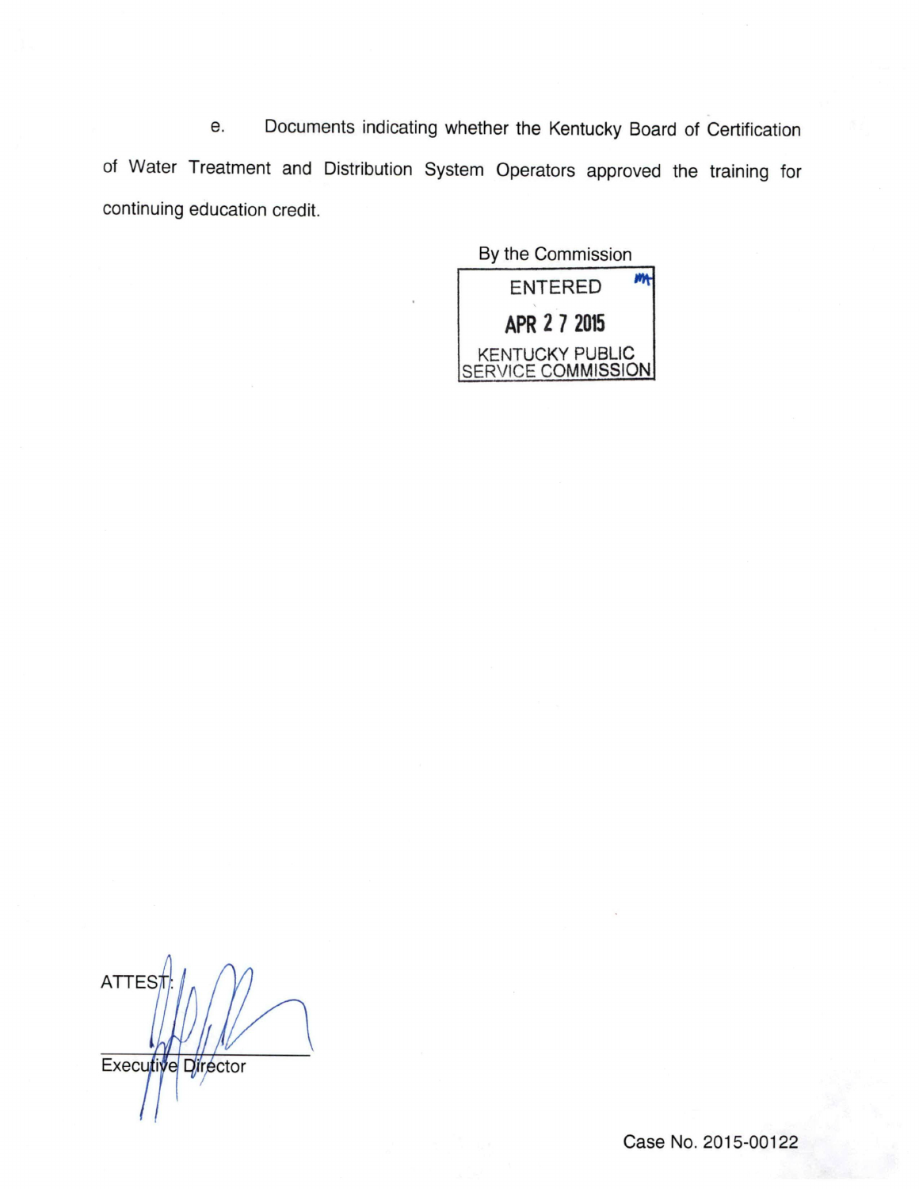e. Documents indicating whether the Kentucky Board of Certification of Water Treatment and Distribution System Operators approved the training for continuing education credit.

By the Commission

ENTERED

APR 27 2015

KENTUCKY PUBLIC SERVICE COMMISSION

ATTEST:

Executive Director

Case No. 2015-00122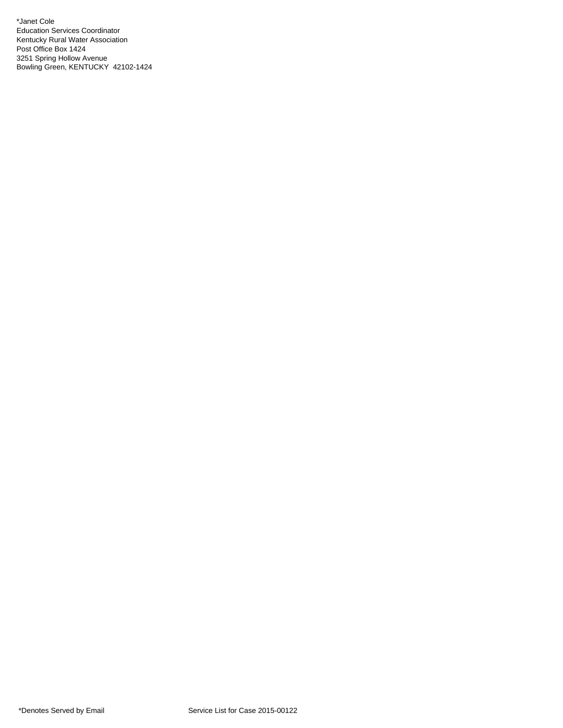*Janet Cole
Education Services Coordinator
Kentucky Rural Water Association
Post Office Box 1424
3251 Spring Hollow Avenue
Bowling Green, KENTUCKY  42102-1424